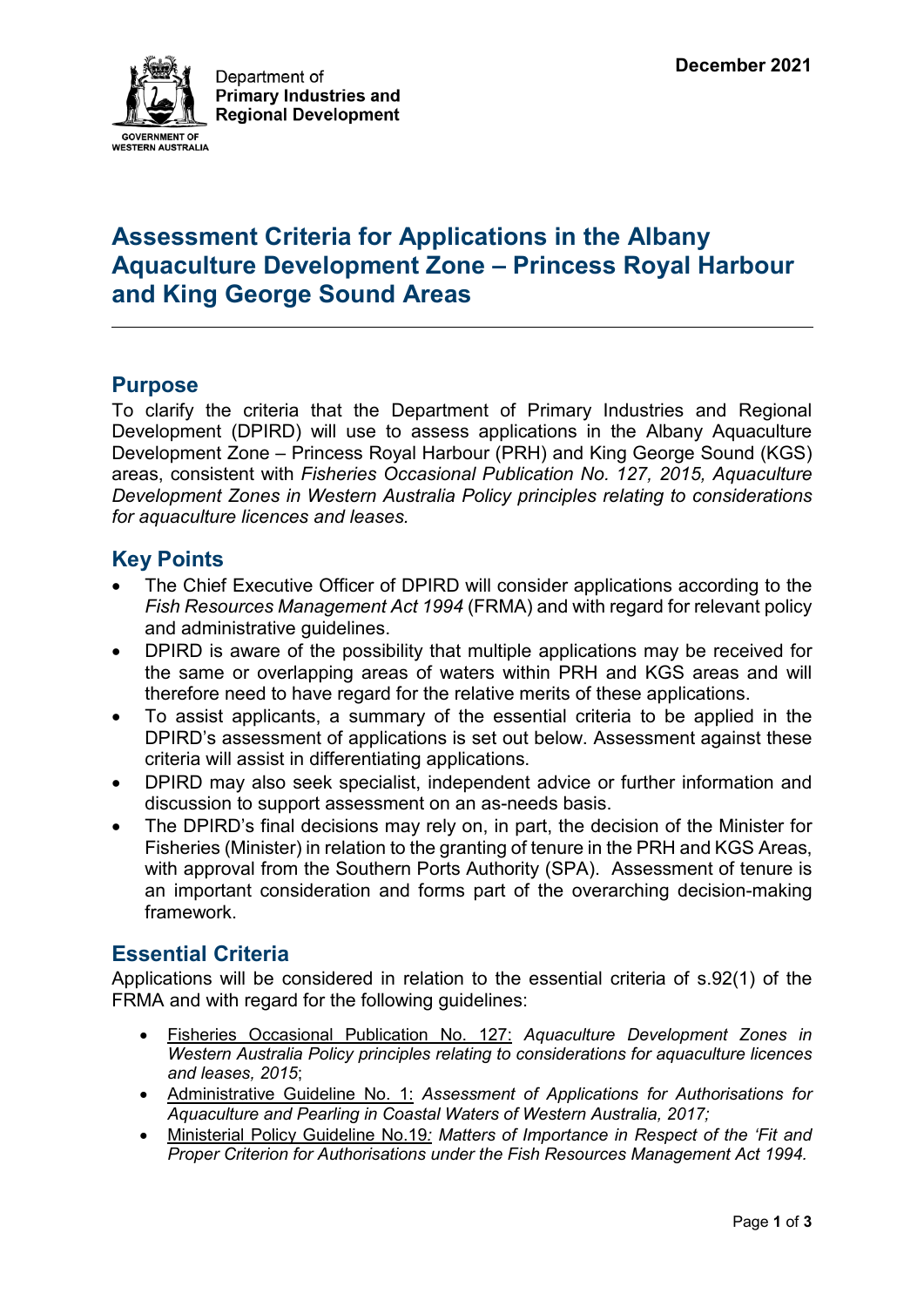Department of
**Primary Industries and Regional Development**

GOVERNMENT OF WESTERN AUSTRALIA

**December 2021**

# Assessment Criteria for Applications in the Albany Aquaculture Development Zone – Princess Royal Harbour and King George Sound Areas

## Purpose

To clarify the criteria that the Department of Primary Industries and Regional Development (DPIRD) will use to assess applications in the Albany Aquaculture Development Zone – Princess Royal Harbour (PRH) and King George Sound (KGS) areas, consistent with *Fisheries Occasional Publication No. 127, 2015, Aquaculture Development Zones in Western Australia Policy principles relating to considerations for aquaculture licences and leases.*

## Key Points

- The Chief Executive Officer of DPIRD will consider applications according to the *Fish Resources Management Act 1994* (FRMA) and with regard for relevant policy and administrative guidelines.
- DPIRD is aware of the possibility that multiple applications may be received for the same or overlapping areas of waters within PRH and KGS areas and will therefore need to have regard for the relative merits of these applications.
- To assist applicants, a summary of the essential criteria to be applied in the DPIRD's assessment of applications is set out below. Assessment against these criteria will assist in differentiating applications.
- DPIRD may also seek specialist, independent advice or further information and discussion to support assessment on an as-needs basis.
- The DPIRD's final decisions may rely on, in part, the decision of the Minister for Fisheries (Minister) in relation to the granting of tenure in the PRH and KGS Areas, with approval from the Southern Ports Authority (SPA). Assessment of tenure is an important consideration and forms part of the overarching decision-making framework.

## Essential Criteria

Applications will be considered in relation to the essential criteria of s.92(1) of the FRMA and with regard for the following guidelines:

- Fisheries Occasional Publication No. 127: *Aquaculture Development Zones in Western Australia Policy principles relating to considerations for aquaculture licences and leases, 2015*;
- Administrative Guideline No. 1: *Assessment of Applications for Authorisations for Aquaculture and Pearling in Coastal Waters of Western Australia, 2017;*
- Ministerial Policy Guideline No.19*: Matters of Importance in Respect of the 'Fit and Proper Criterion for Authorisations under the Fish Resources Management Act 1994.*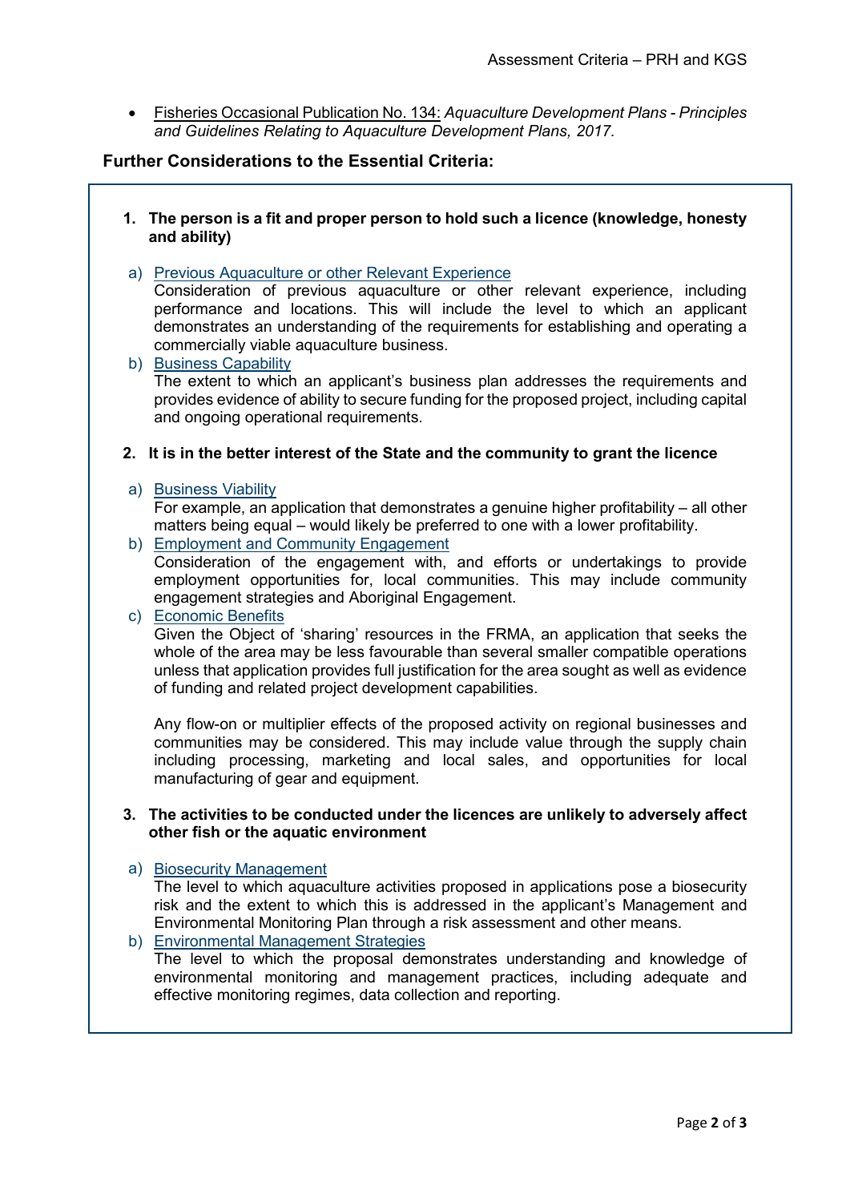- Fisheries Occasional Publication No. 134: *Aquaculture Development Plans - Principles and Guidelines Relating to Aquaculture Development Plans, 2017.*

## Further Considerations to the Essential Criteria:

**1. The person is a fit and proper person to hold such a licence (knowledge, honesty and ability)**

a) Previous Aquaculture or other Relevant Experience
Consideration of previous aquaculture or other relevant experience, including performance and locations. This will include the level to which an applicant demonstrates an understanding of the requirements for establishing and operating a commercially viable aquaculture business.

b) Business Capability
The extent to which an applicant's business plan addresses the requirements and provides evidence of ability to secure funding for the proposed project, including capital and ongoing operational requirements.

**2. It is in the better interest of the State and the community to grant the licence**

a) Business Viability
For example, an application that demonstrates a genuine higher profitability – all other matters being equal – would likely be preferred to one with a lower profitability.

b) Employment and Community Engagement
Consideration of the engagement with, and efforts or undertakings to provide employment opportunities for, local communities. This may include community engagement strategies and Aboriginal Engagement.

c) Economic Benefits
Given the Object of 'sharing' resources in the FRMA, an application that seeks the whole of the area may be less favourable than several smaller compatible operations unless that application provides full justification for the area sought as well as evidence of funding and related project development capabilities.

Any flow-on or multiplier effects of the proposed activity on regional businesses and communities may be considered. This may include value through the supply chain including processing, marketing and local sales, and opportunities for local manufacturing of gear and equipment.

**3. The activities to be conducted under the licences are unlikely to adversely affect other fish or the aquatic environment**

a) Biosecurity Management
The level to which aquaculture activities proposed in applications pose a biosecurity risk and the extent to which this is addressed in the applicant's Management and Environmental Monitoring Plan through a risk assessment and other means.

b) Environmental Management Strategies
The level to which the proposal demonstrates understanding and knowledge of environmental monitoring and management practices, including adequate and effective monitoring regimes, data collection and reporting.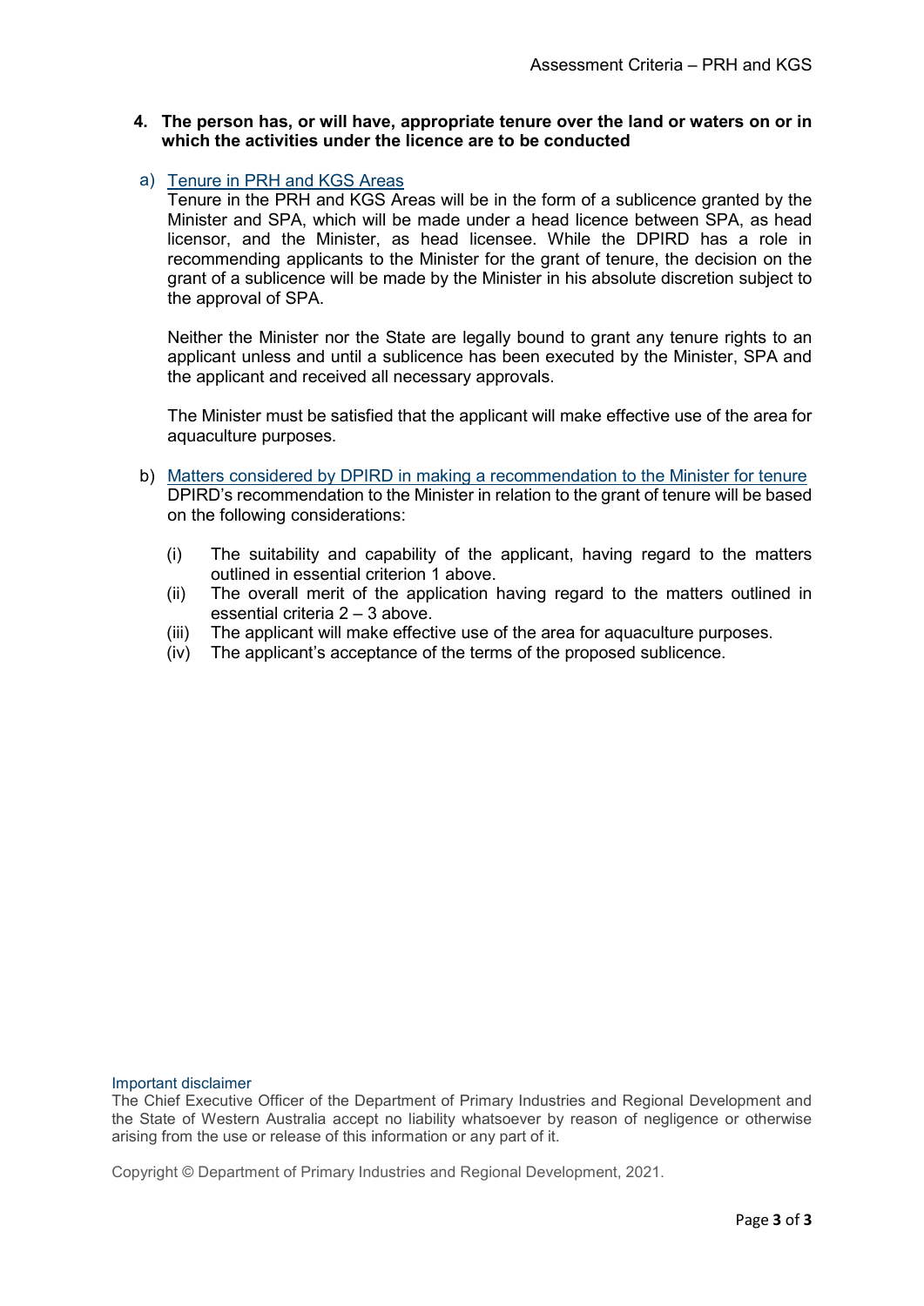**4. The person has, or will have, appropriate tenure over the land or waters on or in which the activities under the licence are to be conducted**

a) Tenure in PRH and KGS Areas

Tenure in the PRH and KGS Areas will be in the form of a sublicence granted by the Minister and SPA, which will be made under a head licence between SPA, as head licensor, and the Minister, as head licensee. While the DPIRD has a role in recommending applicants to the Minister for the grant of tenure, the decision on the grant of a sublicence will be made by the Minister in his absolute discretion subject to the approval of SPA.

Neither the Minister nor the State are legally bound to grant any tenure rights to an applicant unless and until a sublicence has been executed by the Minister, SPA and the applicant and received all necessary approvals.

The Minister must be satisfied that the applicant will make effective use of the area for aquaculture purposes.

b) Matters considered by DPIRD in making a recommendation to the Minister for tenure

DPIRD's recommendation to the Minister in relation to the grant of tenure will be based on the following considerations:

(i) The suitability and capability of the applicant, having regard to the matters outlined in essential criterion 1 above.
(ii) The overall merit of the application having regard to the matters outlined in essential criteria 2 – 3 above.
(iii) The applicant will make effective use of the area for aquaculture purposes.
(iv) The applicant's acceptance of the terms of the proposed sublicence.

Important disclaimer

The Chief Executive Officer of the Department of Primary Industries and Regional Development and the State of Western Australia accept no liability whatsoever by reason of negligence or otherwise arising from the use or release of this information or any part of it.

Copyright © Department of Primary Industries and Regional Development, 2021.